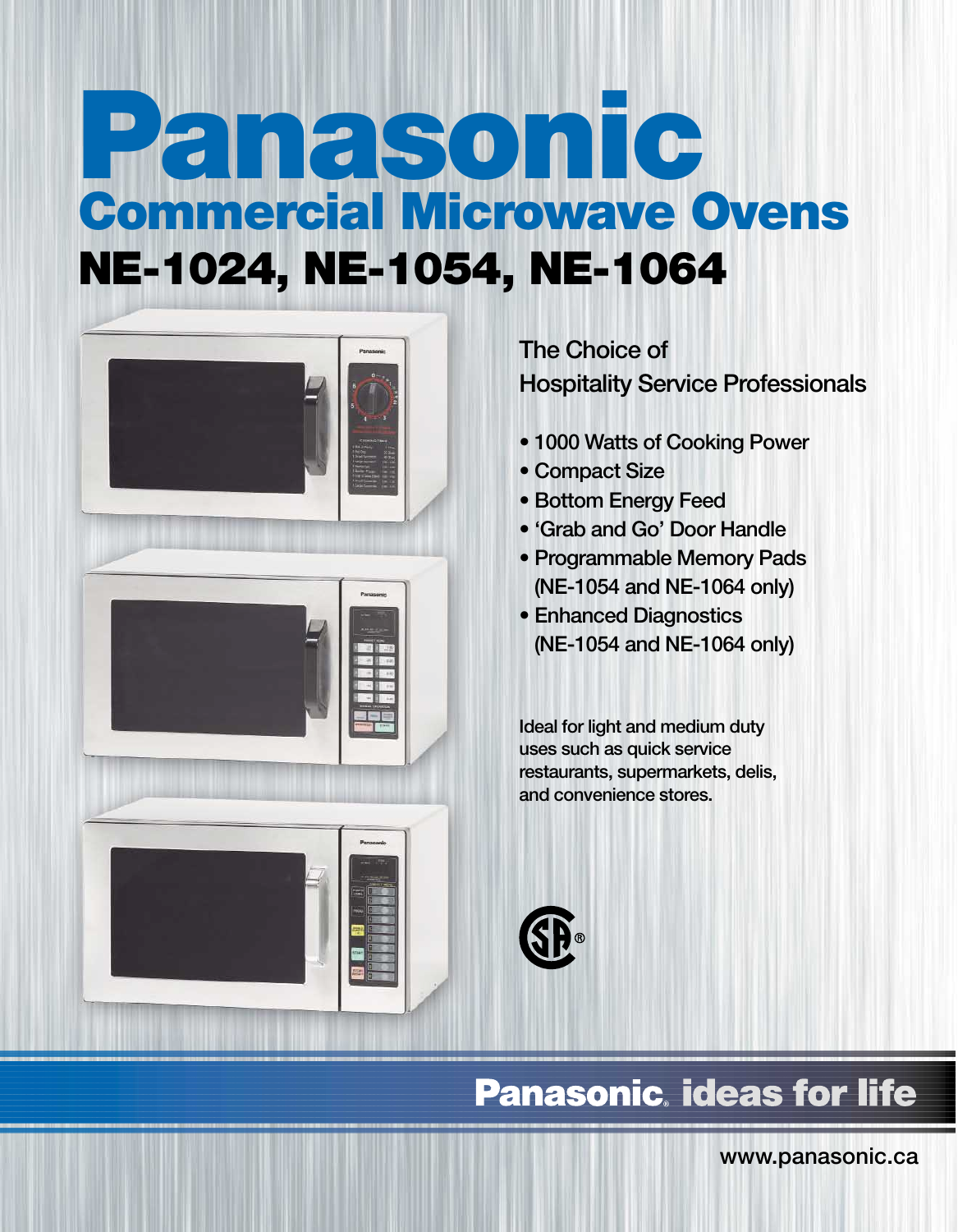# Panasonic

## Commercial Microwave Ovens

## NE-1024, NE-1054, NE-1064

### The Choice of Hospitality Service Professionals

- 1000 Watts of Cooking Power
- Compact Size
- Bottom Energy Feed
- 'Grab and Go' Door Handle
- Programmable Memory Pads (NE-1054 and NE-1064 only)
- Enhanced Diagnostics (NE-1054 and NE-1064 only)

Ideal for light and medium duty uses such as quick service restaurants, supermarkets, delis, and convenience stores.

**Panasonic® ideas for life**

www.panasonic.ca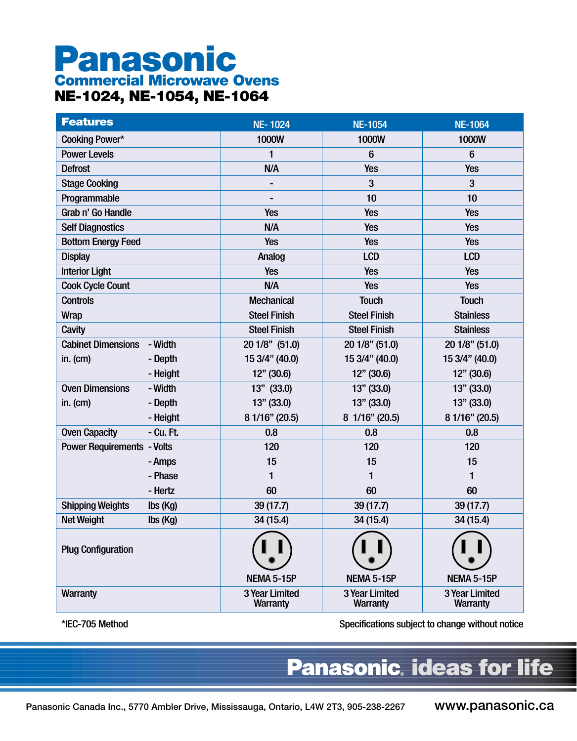# Panasonic

## Commercial Microwave Ovens

## NE-1024, NE-1054, NE-1064

| **Features** | | NE- 1024 | NE-1054 | NE-1064 |
|---|---|---|---|---|
| Cooking Power* | | 1000W | 1000W | 1000W |
| Power Levels | | 1 | 6 | 6 |
| Defrost | | N/A | Yes | Yes |
| Stage Cooking | | - | 3 | 3 |
| Programmable | | - | 10 | 10 |
| Grab n' Go Handle | | Yes | Yes | Yes |
| Self Diagnostics | | N/A | Yes | Yes |
| Bottom Energy Feed | | Yes | Yes | Yes |
| Display | | Analog | LCD | LCD |
| Interior Light | | Yes | Yes | Yes |
| Cook Cycle Count | | N/A | Yes | Yes |
| Controls | | Mechanical | Touch | Touch |
| Wrap | | Steel Finish | Steel Finish | Stainless |
| Cavity | | Steel Finish | Steel Finish | Stainless |
| Cabinet Dimensions in. (cm) | - Width | 20 1/8" (51.0) | 20 1/8" (51.0) | 20 1/8" (51.0) |
| | - Depth | 15 3/4" (40.0) | 15 3/4" (40.0) | 15 3/4" (40.0) |
| | - Height | 12" (30.6) | 12" (30.6) | 12" (30.6) |
| Oven Dimensions in. (cm) | - Width | 13" (33.0) | 13" (33.0) | 13" (33.0) |
| | - Depth | 13" (33.0) | 13" (33.0) | 13" (33.0) |
| | - Height | 8 1/16" (20.5) | 8 1/16" (20.5) | 8 1/16" (20.5) |
| Oven Capacity | - Cu. Ft. | 0.8 | 0.8 | 0.8 |
| Power Requirements | - Volts | 120 | 120 | 120 |
| | - Amps | 15 | 15 | 15 |
| | - Phase | 1 | 1 | 1 |
| | - Hertz | 60 | 60 | 60 |
| Shipping Weights | lbs (Kg) | 39 (17.7) | 39 (17.7) | 39 (17.7) |
| Net Weight | lbs (Kg) | 34 (15.4) | 34 (15.4) | 34 (15.4) |
| Plug Configuration | | NEMA 5-15P | NEMA 5-15P | NEMA 5-15P |
| Warranty | | 3 Year Limited Warranty | 3 Year Limited Warranty | 3 Year Limited Warranty |

*IEC-705 Method

Specifications subject to change without notice

**Panasonic ideas for life**

Panasonic Canada Inc., 5770 Ambler Drive, Mississauga, Ontario, L4W 2T3, 905-238-2267

www.panasonic.ca